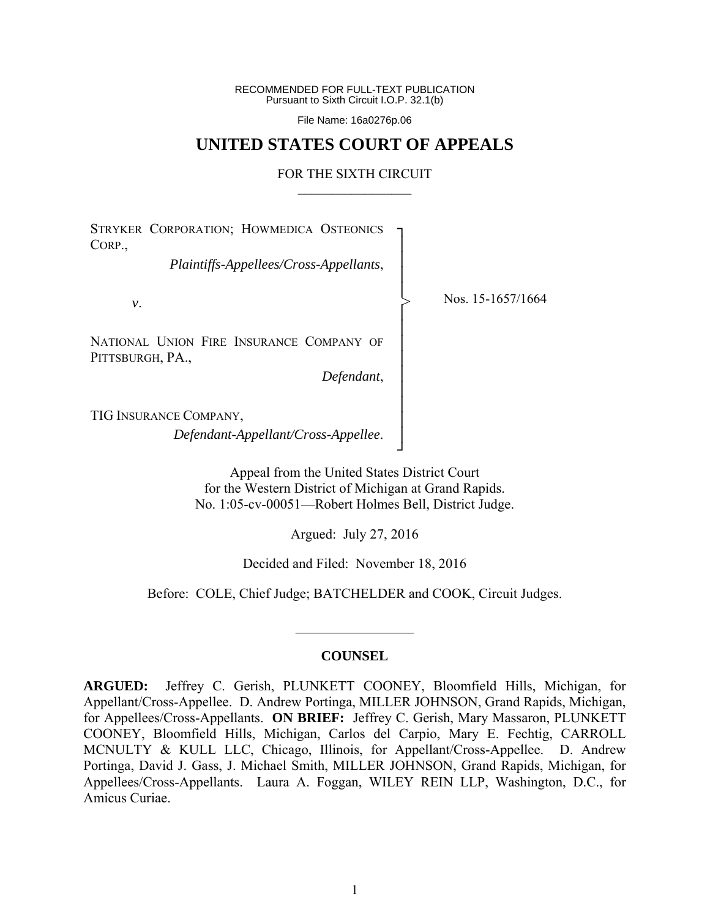RECOMMENDED FOR FULL-TEXT PUBLICATION
Pursuant to Sixth Circuit I.O.P. 32.1(b)

File Name: 16a0276p.06

# UNITED STATES COURT OF APPEALS

## FOR THE SIXTH CIRCUIT

STRYKER CORPORATION; HOWMEDICA OSTEONICS CORP.,

*Plaintiffs-Appellees/Cross-Appellants*,

*v*.

NATIONAL UNION FIRE INSURANCE COMPANY OF PITTSBURGH, PA.,

*Defendant*,

TIG INSURANCE COMPANY,

*Defendant-Appellant/Cross-Appellee*.

Nos. 15-1657/1664

Appeal from the United States District Court
for the Western District of Michigan at Grand Rapids.
No. 1:05-cv-00051—Robert Holmes Bell, District Judge.

Argued: July 27, 2016

Decided and Filed: November 18, 2016

Before: COLE, Chief Judge; BATCHELDER and COOK, Circuit Judges.

---

**COUNSEL**

**ARGUED:** Jeffrey C. Gerish, PLUNKETT COONEY, Bloomfield Hills, Michigan, for Appellant/Cross-Appellee. D. Andrew Portinga, MILLER JOHNSON, Grand Rapids, Michigan, for Appellees/Cross-Appellants. **ON BRIEF:** Jeffrey C. Gerish, Mary Massaron, PLUNKETT COONEY, Bloomfield Hills, Michigan, Carlos del Carpio, Mary E. Fechtig, CARROLL MCNULTY & KULL LLC, Chicago, Illinois, for Appellant/Cross-Appellee. D. Andrew Portinga, David J. Gass, J. Michael Smith, MILLER JOHNSON, Grand Rapids, Michigan, for Appellees/Cross-Appellants. Laura A. Foggan, WILEY REIN LLP, Washington, D.C., for Amicus Curiae.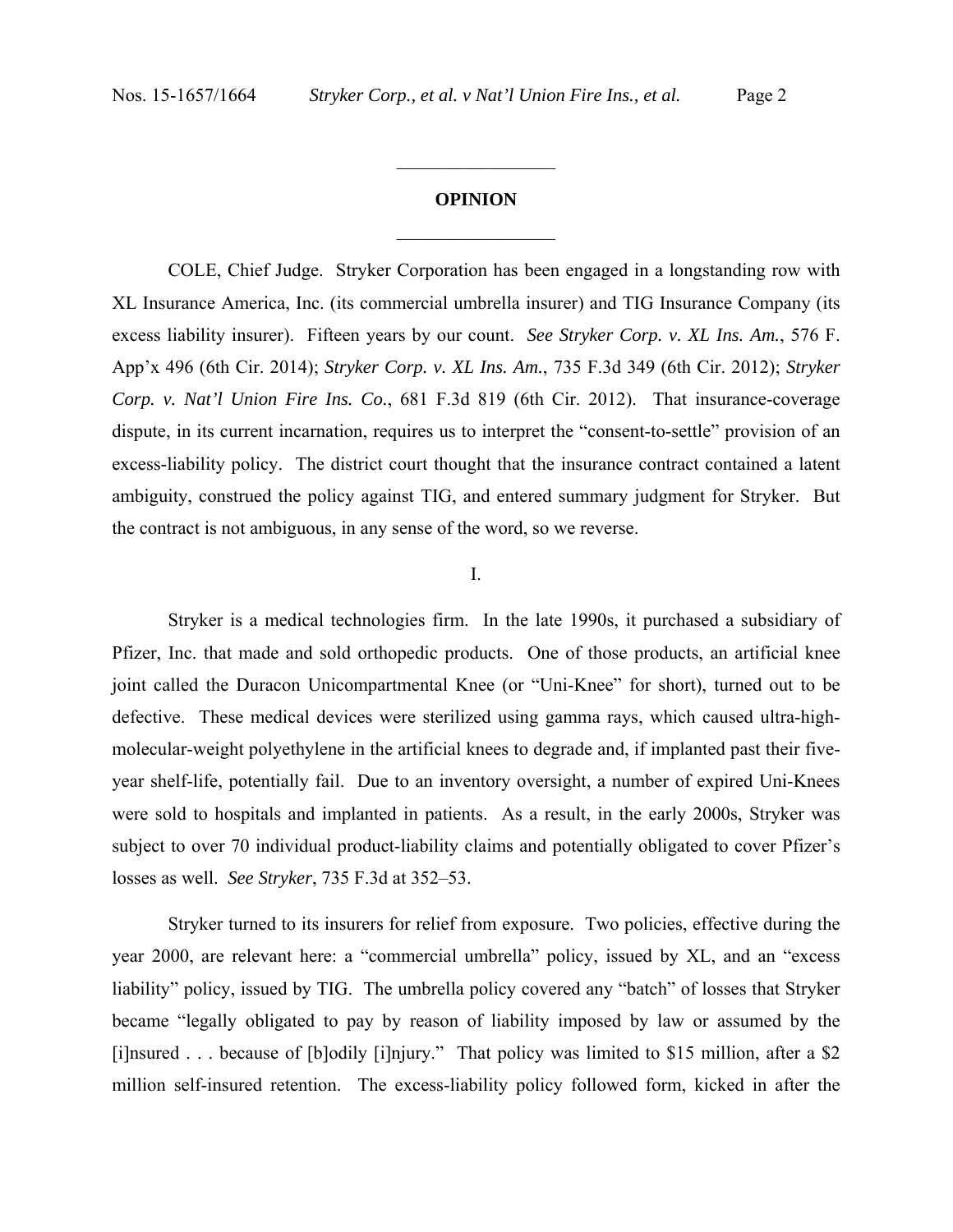## OPINION

COLE, Chief Judge. Stryker Corporation has been engaged in a longstanding row with XL Insurance America, Inc. (its commercial umbrella insurer) and TIG Insurance Company (its excess liability insurer). Fifteen years by our count. *See Stryker Corp. v. XL Ins. Am.*, 576 F. App'x 496 (6th Cir. 2014); *Stryker Corp. v. XL Ins. Am.*, 735 F.3d 349 (6th Cir. 2012); *Stryker Corp. v. Nat'l Union Fire Ins. Co.*, 681 F.3d 819 (6th Cir. 2012). That insurance-coverage dispute, in its current incarnation, requires us to interpret the "consent-to-settle" provision of an excess-liability policy. The district court thought that the insurance contract contained a latent ambiguity, construed the policy against TIG, and entered summary judgment for Stryker. But the contract is not ambiguous, in any sense of the word, so we reverse.

I.

Stryker is a medical technologies firm. In the late 1990s, it purchased a subsidiary of Pfizer, Inc. that made and sold orthopedic products. One of those products, an artificial knee joint called the Duracon Unicompartmental Knee (or "Uni-Knee" for short), turned out to be defective. These medical devices were sterilized using gamma rays, which caused ultra-high-molecular-weight polyethylene in the artificial knees to degrade and, if implanted past their five-year shelf-life, potentially fail. Due to an inventory oversight, a number of expired Uni-Knees were sold to hospitals and implanted in patients. As a result, in the early 2000s, Stryker was subject to over 70 individual product-liability claims and potentially obligated to cover Pfizer's losses as well. *See Stryker*, 735 F.3d at 352–53.

Stryker turned to its insurers for relief from exposure. Two policies, effective during the year 2000, are relevant here: a "commercial umbrella" policy, issued by XL, and an "excess liability" policy, issued by TIG. The umbrella policy covered any "batch" of losses that Stryker became "legally obligated to pay by reason of liability imposed by law or assumed by the [i]nsured . . . because of [b]odily [i]njury." That policy was limited to $15 million, after a $2 million self-insured retention. The excess-liability policy followed form, kicked in after the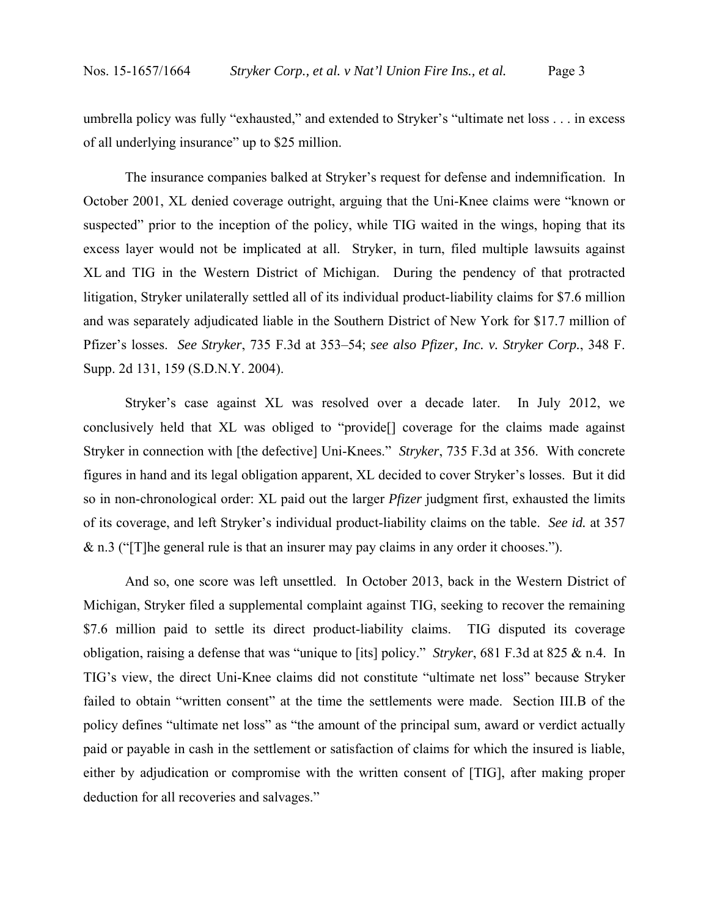umbrella policy was fully "exhausted," and extended to Stryker's "ultimate net loss . . . in excess of all underlying insurance" up to $25 million.

The insurance companies balked at Stryker's request for defense and indemnification. In October 2001, XL denied coverage outright, arguing that the Uni-Knee claims were "known or suspected" prior to the inception of the policy, while TIG waited in the wings, hoping that its excess layer would not be implicated at all. Stryker, in turn, filed multiple lawsuits against XL and TIG in the Western District of Michigan. During the pendency of that protracted litigation, Stryker unilaterally settled all of its individual product-liability claims for $7.6 million and was separately adjudicated liable in the Southern District of New York for $17.7 million of Pfizer's losses. *See Stryker*, 735 F.3d at 353–54; *see also Pfizer, Inc. v. Stryker Corp.*, 348 F. Supp. 2d 131, 159 (S.D.N.Y. 2004).

Stryker's case against XL was resolved over a decade later. In July 2012, we conclusively held that XL was obliged to "provide[] coverage for the claims made against Stryker in connection with [the defective] Uni-Knees." *Stryker*, 735 F.3d at 356. With concrete figures in hand and its legal obligation apparent, XL decided to cover Stryker's losses. But it did so in non-chronological order: XL paid out the larger *Pfizer* judgment first, exhausted the limits of its coverage, and left Stryker's individual product-liability claims on the table. *See id.* at 357 & n.3 ("[T]he general rule is that an insurer may pay claims in any order it chooses.").

And so, one score was left unsettled. In October 2013, back in the Western District of Michigan, Stryker filed a supplemental complaint against TIG, seeking to recover the remaining $7.6 million paid to settle its direct product-liability claims. TIG disputed its coverage obligation, raising a defense that was "unique to [its] policy." *Stryker*, 681 F.3d at 825 & n.4. In TIG's view, the direct Uni-Knee claims did not constitute "ultimate net loss" because Stryker failed to obtain "written consent" at the time the settlements were made. Section III.B of the policy defines "ultimate net loss" as "the amount of the principal sum, award or verdict actually paid or payable in cash in the settlement or satisfaction of claims for which the insured is liable, either by adjudication or compromise with the written consent of [TIG], after making proper deduction for all recoveries and salvages."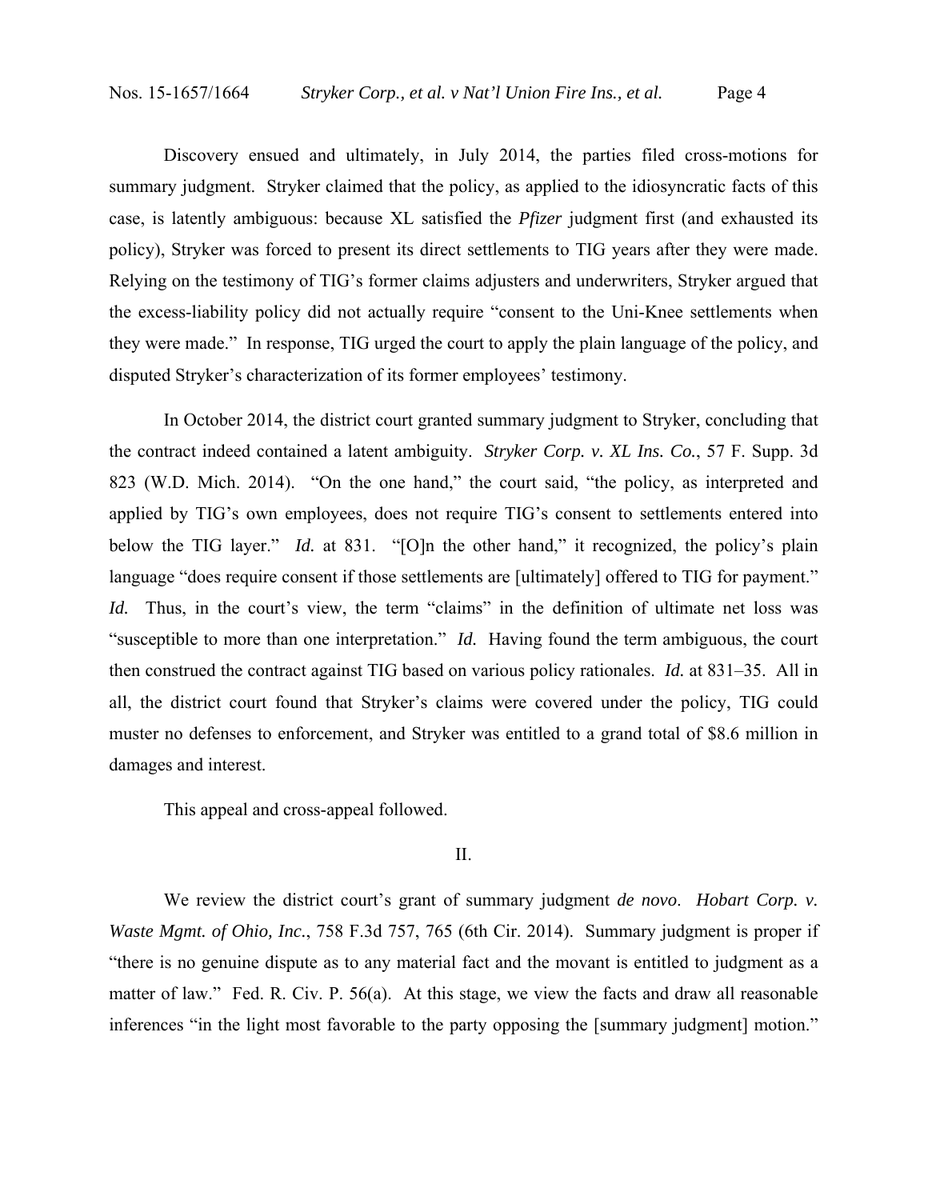Discovery ensued and ultimately, in July 2014, the parties filed cross-motions for summary judgment. Stryker claimed that the policy, as applied to the idiosyncratic facts of this case, is latently ambiguous: because XL satisfied the *Pfizer* judgment first (and exhausted its policy), Stryker was forced to present its direct settlements to TIG years after they were made. Relying on the testimony of TIG's former claims adjusters and underwriters, Stryker argued that the excess-liability policy did not actually require "consent to the Uni-Knee settlements when they were made." In response, TIG urged the court to apply the plain language of the policy, and disputed Stryker's characterization of its former employees' testimony.

In October 2014, the district court granted summary judgment to Stryker, concluding that the contract indeed contained a latent ambiguity. *Stryker Corp. v. XL Ins. Co.*, 57 F. Supp. 3d 823 (W.D. Mich. 2014). "On the one hand," the court said, "the policy, as interpreted and applied by TIG's own employees, does not require TIG's consent to settlements entered into below the TIG layer." *Id.* at 831. "[O]n the other hand," it recognized, the policy's plain language "does require consent if those settlements are [ultimately] offered to TIG for payment." *Id.* Thus, in the court's view, the term "claims" in the definition of ultimate net loss was "susceptible to more than one interpretation." *Id.* Having found the term ambiguous, the court then construed the contract against TIG based on various policy rationales. *Id.* at 831–35. All in all, the district court found that Stryker's claims were covered under the policy, TIG could muster no defenses to enforcement, and Stryker was entitled to a grand total of $8.6 million in damages and interest.

This appeal and cross-appeal followed.

## II.

We review the district court's grant of summary judgment *de novo*. *Hobart Corp. v. Waste Mgmt. of Ohio, Inc.*, 758 F.3d 757, 765 (6th Cir. 2014). Summary judgment is proper if "there is no genuine dispute as to any material fact and the movant is entitled to judgment as a matter of law." Fed. R. Civ. P. 56(a). At this stage, we view the facts and draw all reasonable inferences "in the light most favorable to the party opposing the [summary judgment] motion."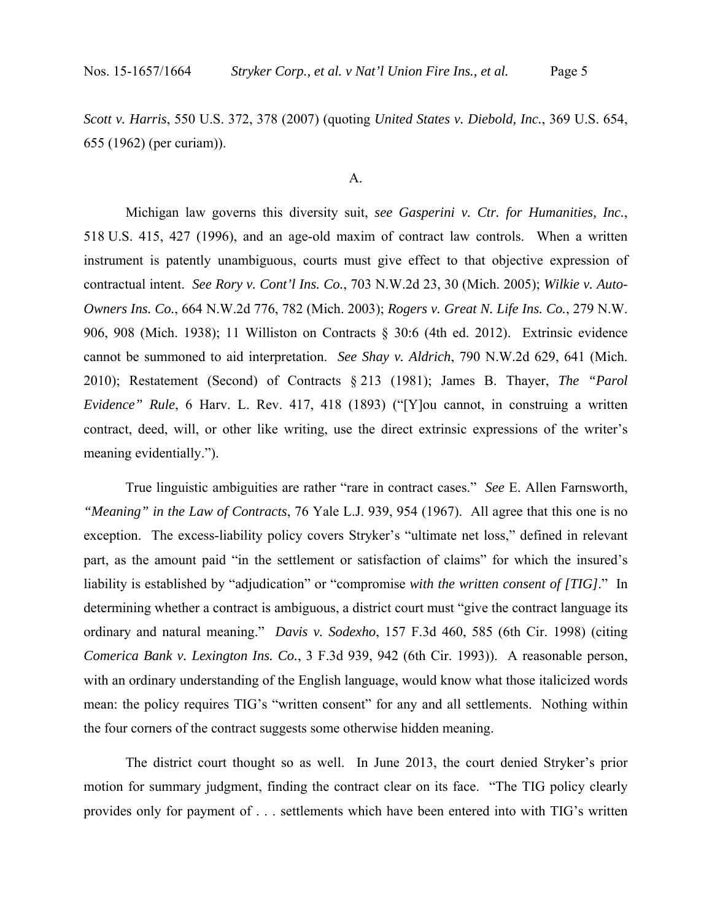*Scott v. Harris*, 550 U.S. 372, 378 (2007) (quoting *United States v. Diebold, Inc.*, 369 U.S. 654, 655 (1962) (per curiam)).

A.

Michigan law governs this diversity suit, *see Gasperini v. Ctr. for Humanities, Inc.*, 518 U.S. 415, 427 (1996), and an age-old maxim of contract law controls. When a written instrument is patently unambiguous, courts must give effect to that objective expression of contractual intent. *See Rory v. Cont'l Ins. Co.*, 703 N.W.2d 23, 30 (Mich. 2005); *Wilkie v. Auto-Owners Ins. Co.*, 664 N.W.2d 776, 782 (Mich. 2003); *Rogers v. Great N. Life Ins. Co.*, 279 N.W. 906, 908 (Mich. 1938); 11 Williston on Contracts § 30:6 (4th ed. 2012). Extrinsic evidence cannot be summoned to aid interpretation. *See Shay v. Aldrich*, 790 N.W.2d 629, 641 (Mich. 2010); Restatement (Second) of Contracts § 213 (1981); James B. Thayer, *The "Parol Evidence" Rule*, 6 Harv. L. Rev. 417, 418 (1893) ("[Y]ou cannot, in construing a written contract, deed, will, or other like writing, use the direct extrinsic expressions of the writer's meaning evidentially.").

True linguistic ambiguities are rather "rare in contract cases." *See* E. Allen Farnsworth, *"Meaning" in the Law of Contracts*, 76 Yale L.J. 939, 954 (1967). All agree that this one is no exception. The excess-liability policy covers Stryker's "ultimate net loss," defined in relevant part, as the amount paid "in the settlement or satisfaction of claims" for which the insured's liability is established by "adjudication" or "compromise *with the written consent of [TIG]*." In determining whether a contract is ambiguous, a district court must "give the contract language its ordinary and natural meaning." *Davis v. Sodexho*, 157 F.3d 460, 585 (6th Cir. 1998) (citing *Comerica Bank v. Lexington Ins. Co.*, 3 F.3d 939, 942 (6th Cir. 1993)). A reasonable person, with an ordinary understanding of the English language, would know what those italicized words mean: the policy requires TIG's "written consent" for any and all settlements. Nothing within the four corners of the contract suggests some otherwise hidden meaning.

The district court thought so as well. In June 2013, the court denied Stryker's prior motion for summary judgment, finding the contract clear on its face. "The TIG policy clearly provides only for payment of . . . settlements which have been entered into with TIG's written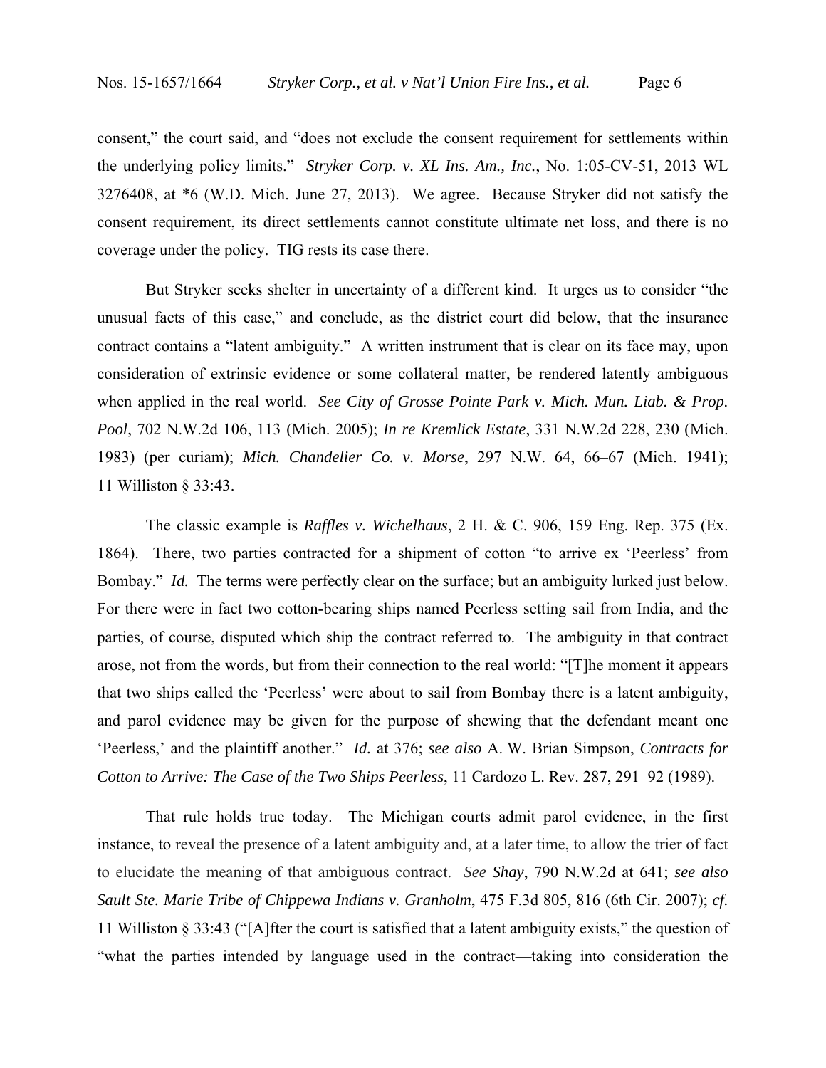consent," the court said, and "does not exclude the consent requirement for settlements within the underlying policy limits." *Stryker Corp. v. XL Ins. Am., Inc.*, No. 1:05-CV-51, 2013 WL 3276408, at *6 (W.D. Mich. June 27, 2013). We agree. Because Stryker did not satisfy the consent requirement, its direct settlements cannot constitute ultimate net loss, and there is no coverage under the policy. TIG rests its case there.

But Stryker seeks shelter in uncertainty of a different kind. It urges us to consider "the unusual facts of this case," and conclude, as the district court did below, that the insurance contract contains a "latent ambiguity." A written instrument that is clear on its face may, upon consideration of extrinsic evidence or some collateral matter, be rendered latently ambiguous when applied in the real world. *See City of Grosse Pointe Park v. Mich. Mun. Liab. & Prop. Pool*, 702 N.W.2d 106, 113 (Mich. 2005); *In re Kremlick Estate*, 331 N.W.2d 228, 230 (Mich. 1983) (per curiam); *Mich. Chandelier Co. v. Morse*, 297 N.W. 64, 66–67 (Mich. 1941); 11 Williston § 33:43.

The classic example is *Raffles v. Wichelhaus*, 2 H. & C. 906, 159 Eng. Rep. 375 (Ex. 1864). There, two parties contracted for a shipment of cotton "to arrive ex 'Peerless' from Bombay." *Id.* The terms were perfectly clear on the surface; but an ambiguity lurked just below. For there were in fact two cotton-bearing ships named Peerless setting sail from India, and the parties, of course, disputed which ship the contract referred to. The ambiguity in that contract arose, not from the words, but from their connection to the real world: "[T]he moment it appears that two ships called the 'Peerless' were about to sail from Bombay there is a latent ambiguity, and parol evidence may be given for the purpose of shewing that the defendant meant one 'Peerless,' and the plaintiff another." *Id.* at 376; *see also* A. W. Brian Simpson, *Contracts for Cotton to Arrive: The Case of the Two Ships Peerless*, 11 Cardozo L. Rev. 287, 291–92 (1989).

That rule holds true today. The Michigan courts admit parol evidence, in the first instance, to reveal the presence of a latent ambiguity and, at a later time, to allow the trier of fact to elucidate the meaning of that ambiguous contract. *See Shay*, 790 N.W.2d at 641; *see also Sault Ste. Marie Tribe of Chippewa Indians v. Granholm*, 475 F.3d 805, 816 (6th Cir. 2007); *cf.* 11 Williston § 33:43 ("[A]fter the court is satisfied that a latent ambiguity exists," the question of "what the parties intended by language used in the contract—taking into consideration the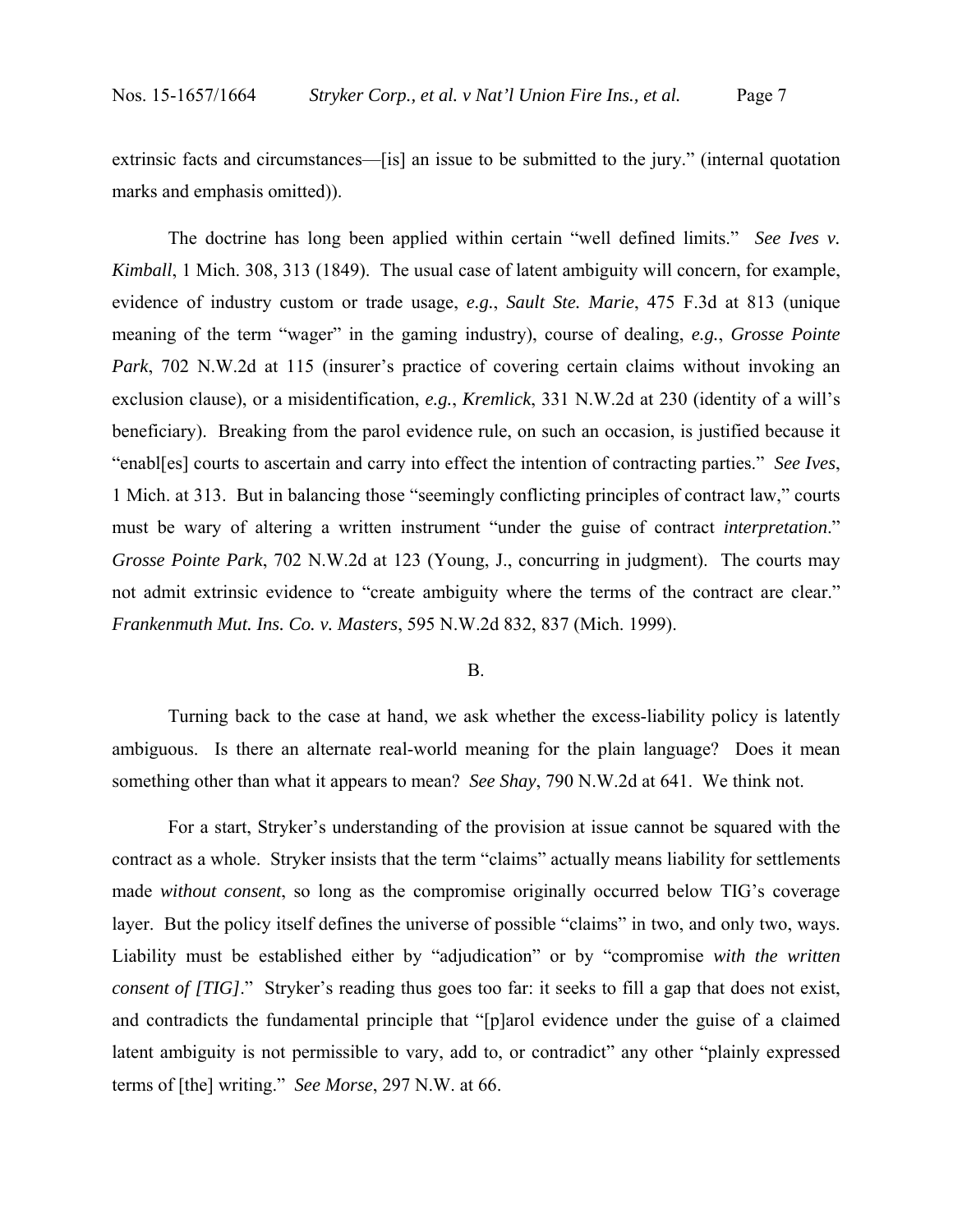extrinsic facts and circumstances—[is] an issue to be submitted to the jury." (internal quotation marks and emphasis omitted)).

The doctrine has long been applied within certain "well defined limits." *See Ives v. Kimball*, 1 Mich. 308, 313 (1849). The usual case of latent ambiguity will concern, for example, evidence of industry custom or trade usage, *e.g.*, *Sault Ste. Marie*, 475 F.3d at 813 (unique meaning of the term "wager" in the gaming industry), course of dealing, *e.g.*, *Grosse Pointe Park*, 702 N.W.2d at 115 (insurer's practice of covering certain claims without invoking an exclusion clause), or a misidentification, *e.g.*, *Kremlick*, 331 N.W.2d at 230 (identity of a will's beneficiary). Breaking from the parol evidence rule, on such an occasion, is justified because it "enabl[es] courts to ascertain and carry into effect the intention of contracting parties." *See Ives*, 1 Mich. at 313. But in balancing those "seemingly conflicting principles of contract law," courts must be wary of altering a written instrument "under the guise of contract *interpretation*." *Grosse Pointe Park*, 702 N.W.2d at 123 (Young, J., concurring in judgment). The courts may not admit extrinsic evidence to "create ambiguity where the terms of the contract are clear." *Frankenmuth Mut. Ins. Co. v. Masters*, 595 N.W.2d 832, 837 (Mich. 1999).

## B.

Turning back to the case at hand, we ask whether the excess-liability policy is latently ambiguous. Is there an alternate real-world meaning for the plain language? Does it mean something other than what it appears to mean? *See Shay*, 790 N.W.2d at 641. We think not.

For a start, Stryker's understanding of the provision at issue cannot be squared with the contract as a whole. Stryker insists that the term "claims" actually means liability for settlements made *without consent*, so long as the compromise originally occurred below TIG's coverage layer. But the policy itself defines the universe of possible "claims" in two, and only two, ways. Liability must be established either by "adjudication" or by "compromise *with the written consent of [TIG]*." Stryker's reading thus goes too far: it seeks to fill a gap that does not exist, and contradicts the fundamental principle that "[p]arol evidence under the guise of a claimed latent ambiguity is not permissible to vary, add to, or contradict" any other "plainly expressed terms of [the] writing." *See Morse*, 297 N.W. at 66.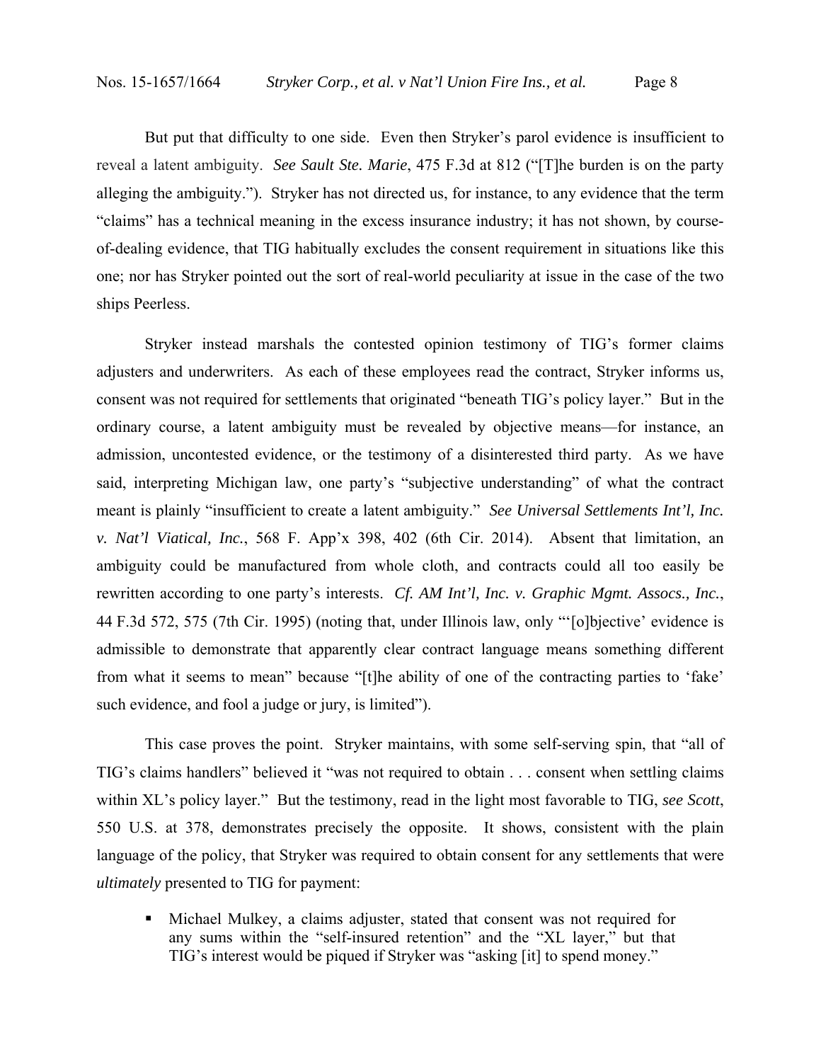But put that difficulty to one side. Even then Stryker's parol evidence is insufficient to reveal a latent ambiguity. *See Sault Ste. Marie*, 475 F.3d at 812 ("[T]he burden is on the party alleging the ambiguity."). Stryker has not directed us, for instance, to any evidence that the term "claims" has a technical meaning in the excess insurance industry; it has not shown, by course-of-dealing evidence, that TIG habitually excludes the consent requirement in situations like this one; nor has Stryker pointed out the sort of real-world peculiarity at issue in the case of the two ships Peerless.

Stryker instead marshals the contested opinion testimony of TIG's former claims adjusters and underwriters. As each of these employees read the contract, Stryker informs us, consent was not required for settlements that originated "beneath TIG's policy layer." But in the ordinary course, a latent ambiguity must be revealed by objective means—for instance, an admission, uncontested evidence, or the testimony of a disinterested third party. As we have said, interpreting Michigan law, one party's "subjective understanding" of what the contract meant is plainly "insufficient to create a latent ambiguity." *See Universal Settlements Int'l, Inc. v. Nat'l Viatical, Inc.*, 568 F. App'x 398, 402 (6th Cir. 2014). Absent that limitation, an ambiguity could be manufactured from whole cloth, and contracts could all too easily be rewritten according to one party's interests. *Cf. AM Int'l, Inc. v. Graphic Mgmt. Assocs., Inc.*, 44 F.3d 572, 575 (7th Cir. 1995) (noting that, under Illinois law, only "'[o]bjective' evidence is admissible to demonstrate that apparently clear contract language means something different from what it seems to mean" because "[t]he ability of one of the contracting parties to 'fake' such evidence, and fool a judge or jury, is limited").

This case proves the point. Stryker maintains, with some self-serving spin, that "all of TIG's claims handlers" believed it "was not required to obtain . . . consent when settling claims within XL's policy layer." But the testimony, read in the light most favorable to TIG, *see Scott*, 550 U.S. at 378, demonstrates precisely the opposite. It shows, consistent with the plain language of the policy, that Stryker was required to obtain consent for any settlements that were *ultimately* presented to TIG for payment:

- Michael Mulkey, a claims adjuster, stated that consent was not required for any sums within the "self-insured retention" and the "XL layer," but that TIG's interest would be piqued if Stryker was "asking [it] to spend money."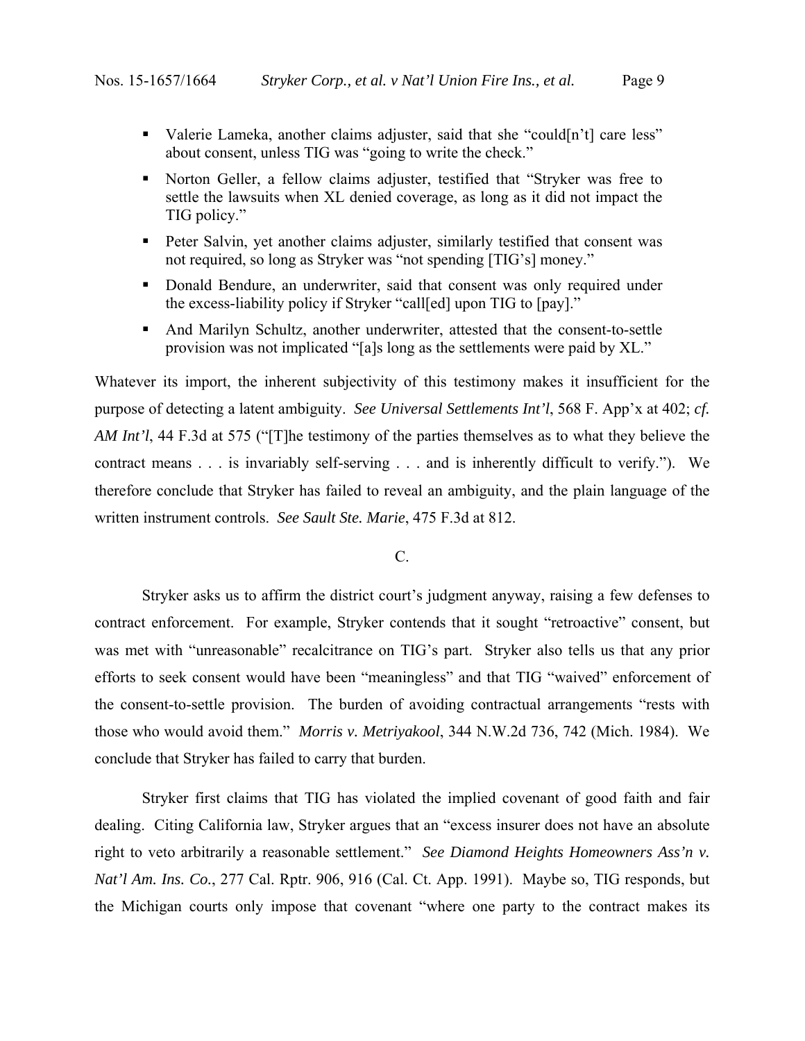- Valerie Lameka, another claims adjuster, said that she "could[n't] care less" about consent, unless TIG was "going to write the check."
- Norton Geller, a fellow claims adjuster, testified that "Stryker was free to settle the lawsuits when XL denied coverage, as long as it did not impact the TIG policy."
- Peter Salvin, yet another claims adjuster, similarly testified that consent was not required, so long as Stryker was "not spending [TIG's] money."
- Donald Bendure, an underwriter, said that consent was only required under the excess-liability policy if Stryker "call[ed] upon TIG to [pay]."
- And Marilyn Schultz, another underwriter, attested that the consent-to-settle provision was not implicated "[a]s long as the settlements were paid by XL."

Whatever its import, the inherent subjectivity of this testimony makes it insufficient for the purpose of detecting a latent ambiguity. *See Universal Settlements Int'l*, 568 F. App'x at 402; *cf. AM Int'l*, 44 F.3d at 575 ("[T]he testimony of the parties themselves as to what they believe the contract means . . . is invariably self-serving . . . and is inherently difficult to verify."). We therefore conclude that Stryker has failed to reveal an ambiguity, and the plain language of the written instrument controls. *See Sault Ste. Marie*, 475 F.3d at 812.

C.

Stryker asks us to affirm the district court's judgment anyway, raising a few defenses to contract enforcement. For example, Stryker contends that it sought "retroactive" consent, but was met with "unreasonable" recalcitrance on TIG's part. Stryker also tells us that any prior efforts to seek consent would have been "meaningless" and that TIG "waived" enforcement of the consent-to-settle provision. The burden of avoiding contractual arrangements "rests with those who would avoid them." *Morris v. Metriyakool*, 344 N.W.2d 736, 742 (Mich. 1984). We conclude that Stryker has failed to carry that burden.

Stryker first claims that TIG has violated the implied covenant of good faith and fair dealing. Citing California law, Stryker argues that an "excess insurer does not have an absolute right to veto arbitrarily a reasonable settlement." *See Diamond Heights Homeowners Ass'n v. Nat'l Am. Ins. Co.*, 277 Cal. Rptr. 906, 916 (Cal. Ct. App. 1991). Maybe so, TIG responds, but the Michigan courts only impose that covenant "where one party to the contract makes its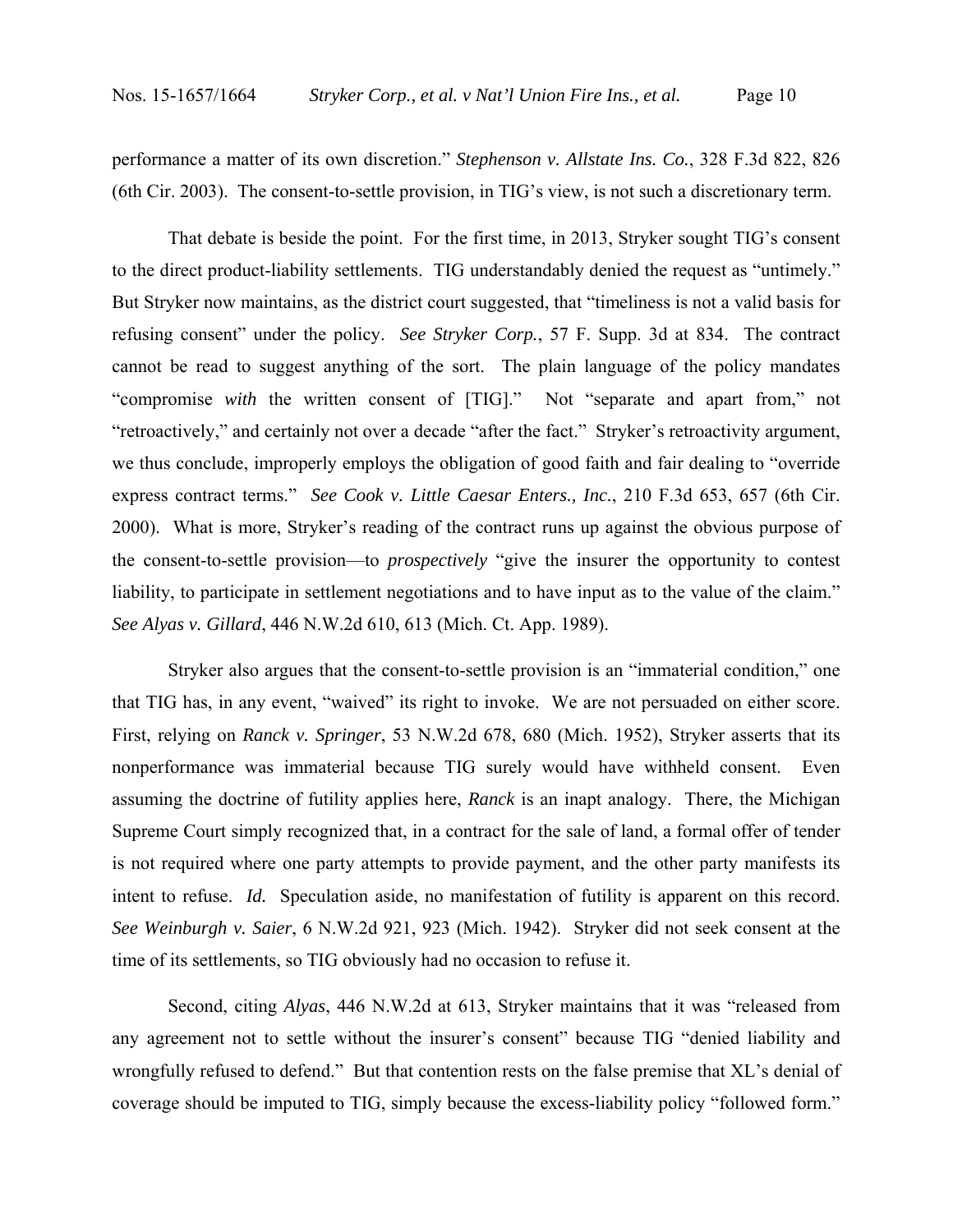performance a matter of its own discretion." *Stephenson v. Allstate Ins. Co.*, 328 F.3d 822, 826 (6th Cir. 2003). The consent-to-settle provision, in TIG's view, is not such a discretionary term.

That debate is beside the point. For the first time, in 2013, Stryker sought TIG's consent to the direct product-liability settlements. TIG understandably denied the request as "untimely." But Stryker now maintains, as the district court suggested, that "timeliness is not a valid basis for refusing consent" under the policy. *See Stryker Corp.*, 57 F. Supp. 3d at 834. The contract cannot be read to suggest anything of the sort. The plain language of the policy mandates "compromise *with* the written consent of [TIG]." Not "separate and apart from," not "retroactively," and certainly not over a decade "after the fact." Stryker's retroactivity argument, we thus conclude, improperly employs the obligation of good faith and fair dealing to "override express contract terms." *See Cook v. Little Caesar Enters., Inc.*, 210 F.3d 653, 657 (6th Cir. 2000). What is more, Stryker's reading of the contract runs up against the obvious purpose of the consent-to-settle provision—to *prospectively* "give the insurer the opportunity to contest liability, to participate in settlement negotiations and to have input as to the value of the claim." *See Alyas v. Gillard*, 446 N.W.2d 610, 613 (Mich. Ct. App. 1989).

Stryker also argues that the consent-to-settle provision is an "immaterial condition," one that TIG has, in any event, "waived" its right to invoke. We are not persuaded on either score. First, relying on *Ranck v. Springer*, 53 N.W.2d 678, 680 (Mich. 1952), Stryker asserts that its nonperformance was immaterial because TIG surely would have withheld consent. Even assuming the doctrine of futility applies here, *Ranck* is an inapt analogy. There, the Michigan Supreme Court simply recognized that, in a contract for the sale of land, a formal offer of tender is not required where one party attempts to provide payment, and the other party manifests its intent to refuse. *Id.* Speculation aside, no manifestation of futility is apparent on this record. *See Weinburgh v. Saier*, 6 N.W.2d 921, 923 (Mich. 1942). Stryker did not seek consent at the time of its settlements, so TIG obviously had no occasion to refuse it.

Second, citing *Alyas*, 446 N.W.2d at 613, Stryker maintains that it was "released from any agreement not to settle without the insurer's consent" because TIG "denied liability and wrongfully refused to defend." But that contention rests on the false premise that XL's denial of coverage should be imputed to TIG, simply because the excess-liability policy "followed form."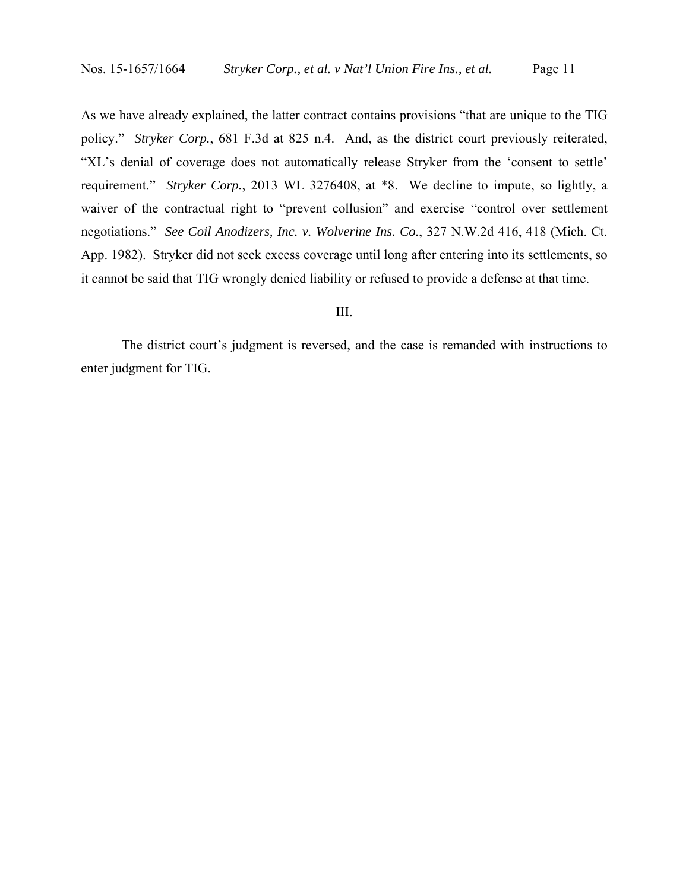As we have already explained, the latter contract contains provisions "that are unique to the TIG policy." *Stryker Corp.*, 681 F.3d at 825 n.4. And, as the district court previously reiterated, "XL's denial of coverage does not automatically release Stryker from the 'consent to settle' requirement." *Stryker Corp.*, 2013 WL 3276408, at *8. We decline to impute, so lightly, a waiver of the contractual right to "prevent collusion" and exercise "control over settlement negotiations." *See Coil Anodizers, Inc. v. Wolverine Ins. Co.*, 327 N.W.2d 416, 418 (Mich. Ct. App. 1982). Stryker did not seek excess coverage until long after entering into its settlements, so it cannot be said that TIG wrongly denied liability or refused to provide a defense at that time.

## III.

The district court's judgment is reversed, and the case is remanded with instructions to enter judgment for TIG.